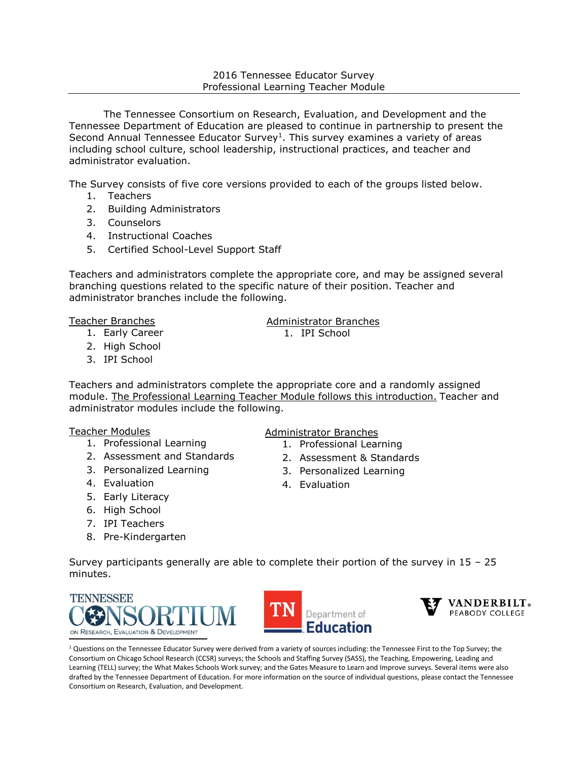# 2016 Tennessee Educator Survey
## Professional Learning Teacher Module

The Tennessee Consortium on Research, Evaluation, and Development and the Tennessee Department of Education are pleased to continue in partnership to present the Second Annual Tennessee Educator Survey[1]. This survey examines a variety of areas including school culture, school leadership, instructional practices, and teacher and administrator evaluation.

The Survey consists of five core versions provided to each of the groups listed below.

1. Teachers
2. Building Administrators
3. Counselors
4. Instructional Coaches
5. Certified School-Level Support Staff

Teachers and administrators complete the appropriate core, and may be assigned several branching questions related to the specific nature of their position. Teacher and administrator branches include the following.

Teacher Branches

1. Early Career
2. High School
3. IPI School

Administrator Branches

1. IPI School

Teachers and administrators complete the appropriate core and a randomly assigned module. The Professional Learning Teacher Module follows this introduction. Teacher and administrator modules include the following.

Teacher Modules

1. Professional Learning
2. Assessment and Standards
3. Personalized Learning
4. Evaluation
5. Early Literacy
6. High School
7. IPI Teachers
8. Pre-Kindergarten

Administrator Branches

1. Professional Learning
2. Assessment & Standards
3. Personalized Learning
4. Evaluation

Survey participants generally are able to complete their portion of the survey in 15 – 25 minutes.

TENNESSEE CONSORTIUM ON RESEARCH, EVALUATION & DEVELOPMENT

TN Department of Education

VANDERBILT PEABODY COLLEGE

[1] Questions on the Tennessee Educator Survey were derived from a variety of sources including: the Tennessee First to the Top Survey; the Consortium on Chicago School Research (CCSR) surveys; the Schools and Staffing Survey (SASS), the Teaching, Empowering, Leading and Learning (TELL) survey; the What Makes Schools Work survey; and the Gates Measure to Learn and Improve surveys. Several items were also drafted by the Tennessee Department of Education. For more information on the source of individual questions, please contact the Tennessee Consortium on Research, Evaluation, and Development.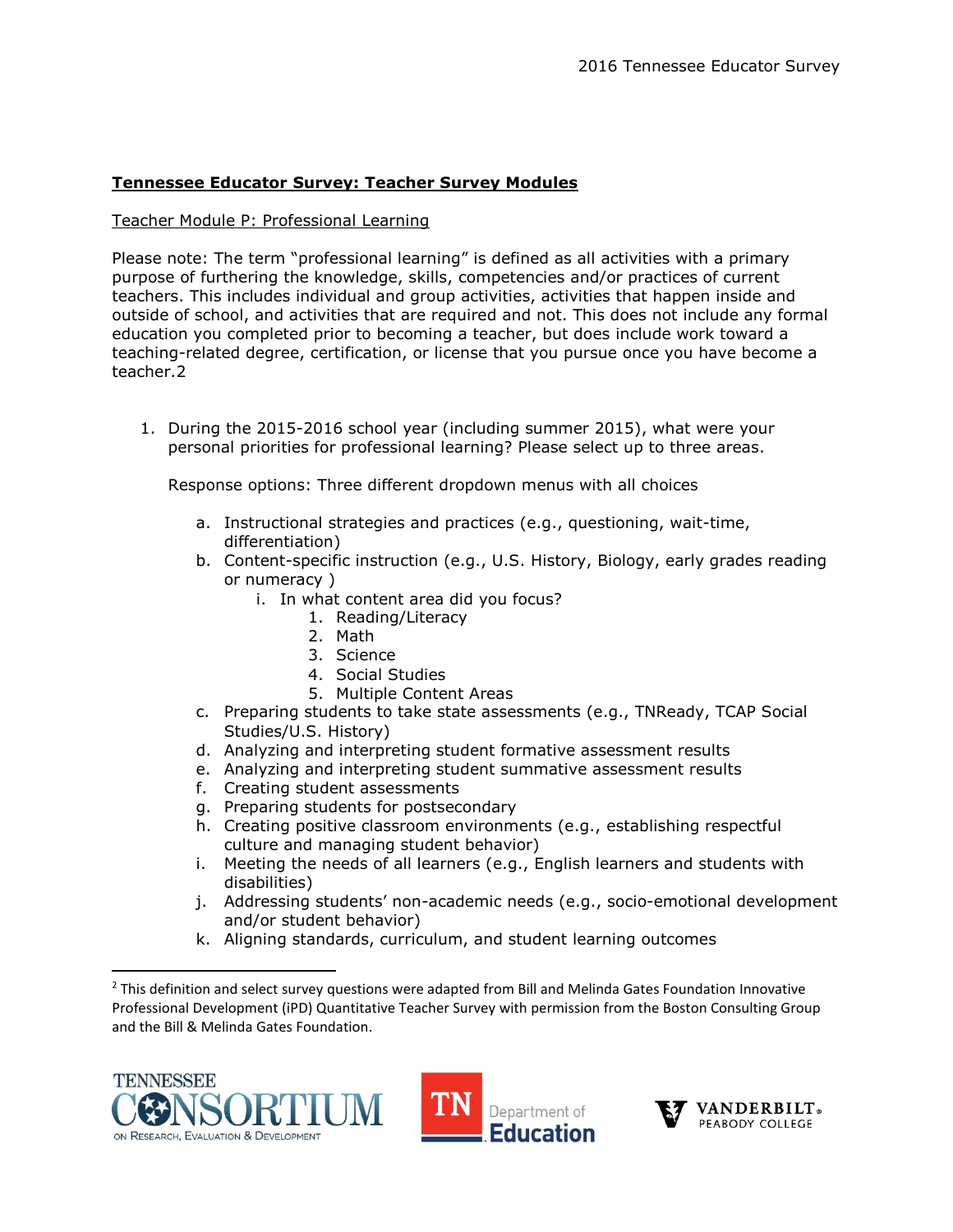**Tennessee Educator Survey: Teacher Survey Modules**

Teacher Module P: Professional Learning

Please note: The term "professional learning" is defined as all activities with a primary purpose of furthering the knowledge, skills, competencies and/or practices of current teachers. This includes individual and group activities, activities that happen inside and outside of school, and activities that are required and not. This does not include any formal education you completed prior to becoming a teacher, but does include work toward a teaching-related degree, certification, or license that you pursue once you have become a teacher.[2]

1. During the 2015-2016 school year (including summer 2015), what were your personal priorities for professional learning? Please select up to three areas.

   Response options: Three different dropdown menus with all choices

   a. Instructional strategies and practices (e.g., questioning, wait-time, differentiation)
   b. Content-specific instruction (e.g., U.S. History, Biology, early grades reading or numeracy )
      i. In what content area did you focus?
         1. Reading/Literacy
         2. Math
         3. Science
         4. Social Studies
         5. Multiple Content Areas
   c. Preparing students to take state assessments (e.g., TNReady, TCAP Social Studies/U.S. History)
   d. Analyzing and interpreting student formative assessment results
   e. Analyzing and interpreting student summative assessment results
   f. Creating student assessments
   g. Preparing students for postsecondary
   h. Creating positive classroom environments (e.g., establishing respectful culture and managing student behavior)
   i. Meeting the needs of all learners (e.g., English learners and students with disabilities)
   j. Addressing students' non-academic needs (e.g., socio-emotional development and/or student behavior)
   k. Aligning standards, curriculum, and student learning outcomes

[2] This definition and select survey questions were adapted from Bill and Melinda Gates Foundation Innovative Professional Development (iPD) Quantitative Teacher Survey with permission from the Boston Consulting Group and the Bill & Melinda Gates Foundation.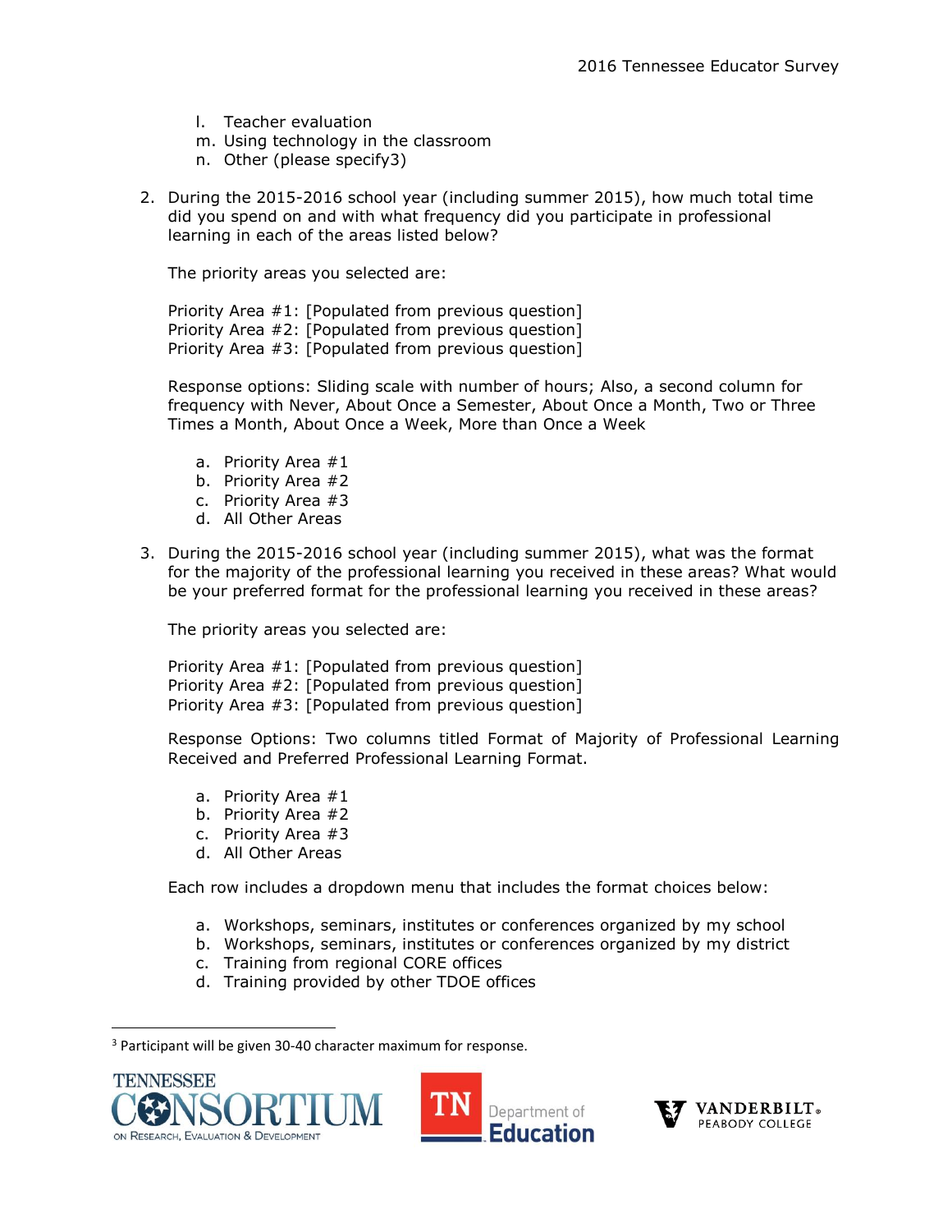l. Teacher evaluation
m. Using technology in the classroom
n. Other (please specify[3])

2. During the 2015-2016 school year (including summer 2015), how much total time did you spend on and with what frequency did you participate in professional learning in each of the areas listed below?

   The priority areas you selected are:

   Priority Area #1: [Populated from previous question]
   Priority Area #2: [Populated from previous question]
   Priority Area #3: [Populated from previous question]

   Response options: Sliding scale with number of hours; Also, a second column for frequency with Never, About Once a Semester, About Once a Month, Two or Three Times a Month, About Once a Week, More than Once a Week

   a. Priority Area #1
   b. Priority Area #2
   c. Priority Area #3
   d. All Other Areas

3. During the 2015-2016 school year (including summer 2015), what was the format for the majority of the professional learning you received in these areas? What would be your preferred format for the professional learning you received in these areas?

   The priority areas you selected are:

   Priority Area #1: [Populated from previous question]
   Priority Area #2: [Populated from previous question]
   Priority Area #3: [Populated from previous question]

   Response Options: Two columns titled Format of Majority of Professional Learning Received and Preferred Professional Learning Format.

   a. Priority Area #1
   b. Priority Area #2
   c. Priority Area #3
   d. All Other Areas

   Each row includes a dropdown menu that includes the format choices below:

   a. Workshops, seminars, institutes or conferences organized by my school
   b. Workshops, seminars, institutes or conferences organized by my district
   c. Training from regional CORE offices
   d. Training provided by other TDOE offices

[3] Participant will be given 30-40 character maximum for response.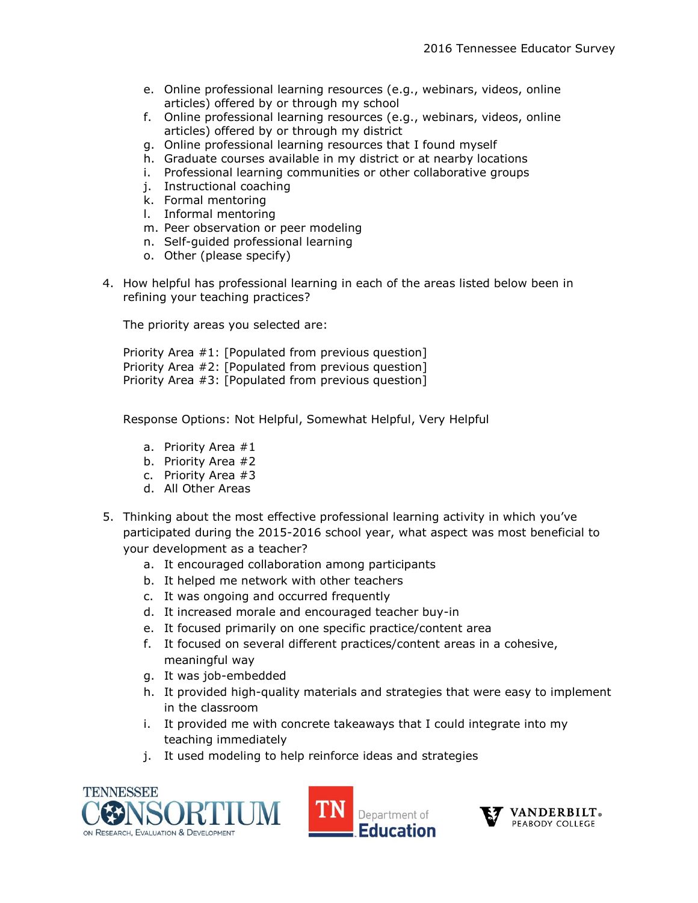e. Online professional learning resources (e.g., webinars, videos, online articles) offered by or through my school
   f. Online professional learning resources (e.g., webinars, videos, online articles) offered by or through my district
   g. Online professional learning resources that I found myself
   h. Graduate courses available in my district or at nearby locations
   i. Professional learning communities or other collaborative groups
   j. Instructional coaching
   k. Formal mentoring
   l. Informal mentoring
   m. Peer observation or peer modeling
   n. Self-guided professional learning
   o. Other (please specify)

4. How helpful has professional learning in each of the areas listed below been in refining your teaching practices?

   The priority areas you selected are:

   Priority Area #1: [Populated from previous question]
   Priority Area #2: [Populated from previous question]
   Priority Area #3: [Populated from previous question]

   Response Options: Not Helpful, Somewhat Helpful, Very Helpful

   a. Priority Area #1
   b. Priority Area #2
   c. Priority Area #3
   d. All Other Areas

5. Thinking about the most effective professional learning activity in which you've participated during the 2015-2016 school year, what aspect was most beneficial to your development as a teacher?
   a. It encouraged collaboration among participants
   b. It helped me network with other teachers
   c. It was ongoing and occurred frequently
   d. It increased morale and encouraged teacher buy-in
   e. It focused primarily on one specific practice/content area
   f. It focused on several different practices/content areas in a cohesive, meaningful way
   g. It was job-embedded
   h. It provided high-quality materials and strategies that were easy to implement in the classroom
   i. It provided me with concrete takeaways that I could integrate into my teaching immediately
   j. It used modeling to help reinforce ideas and strategies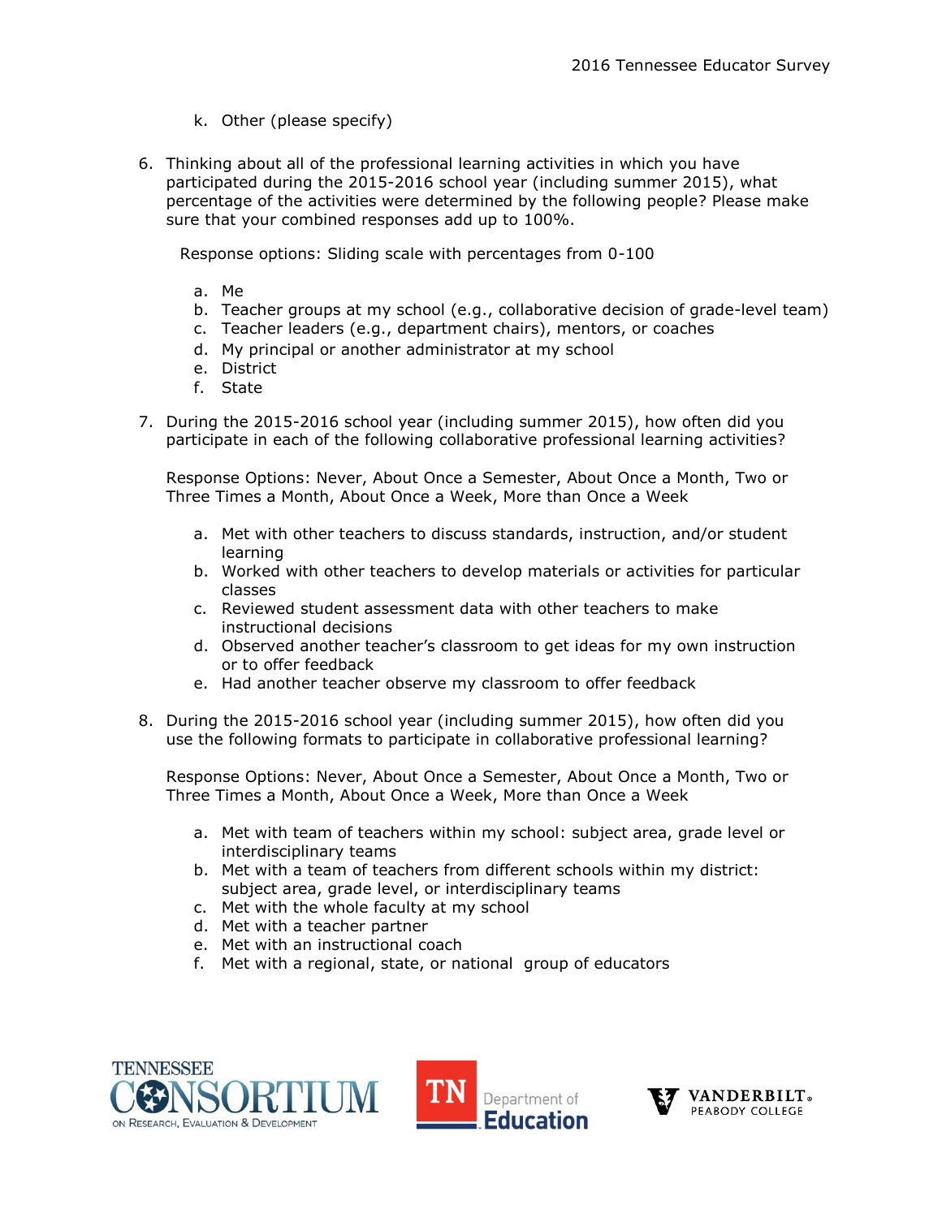k. Other (please specify)

6. Thinking about all of the professional learning activities in which you have participated during the 2015-2016 school year (including summer 2015), what percentage of the activities were determined by the following people? Please make sure that your combined responses add up to 100%.

   Response options: Sliding scale with percentages from 0-100

   a. Me
   b. Teacher groups at my school (e.g., collaborative decision of grade-level team)
   c. Teacher leaders (e.g., department chairs), mentors, or coaches
   d. My principal or another administrator at my school
   e. District
   f. State

7. During the 2015-2016 school year (including summer 2015), how often did you participate in each of the following collaborative professional learning activities?

   Response Options: Never, About Once a Semester, About Once a Month, Two or Three Times a Month, About Once a Week, More than Once a Week

   a. Met with other teachers to discuss standards, instruction, and/or student learning
   b. Worked with other teachers to develop materials or activities for particular classes
   c. Reviewed student assessment data with other teachers to make instructional decisions
   d. Observed another teacher's classroom to get ideas for my own instruction or to offer feedback
   e. Had another teacher observe my classroom to offer feedback

8. During the 2015-2016 school year (including summer 2015), how often did you use the following formats to participate in collaborative professional learning?

   Response Options: Never, About Once a Semester, About Once a Month, Two or Three Times a Month, About Once a Week, More than Once a Week

   a. Met with team of teachers within my school: subject area, grade level or interdisciplinary teams
   b. Met with a team of teachers from different schools within my district: subject area, grade level, or interdisciplinary teams
   c. Met with the whole faculty at my school
   d. Met with a teacher partner
   e. Met with an instructional coach
   f. Met with a regional, state, or national group of educators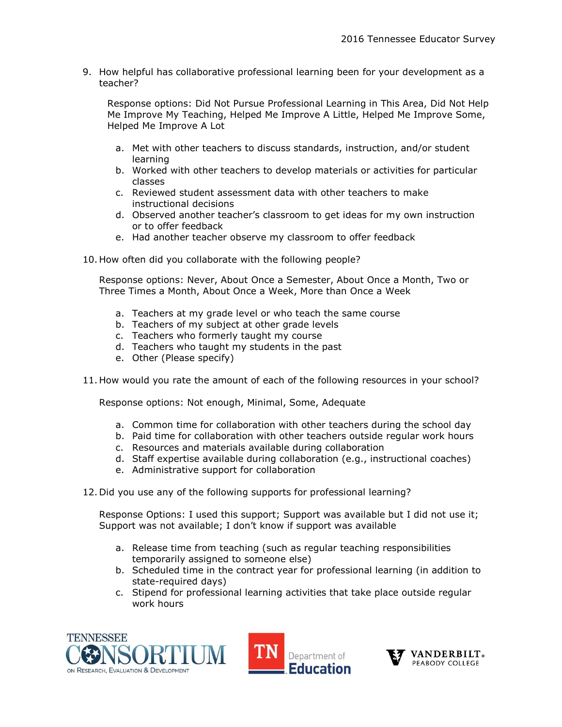9. How helpful has collaborative professional learning been for your development as a teacher?

   Response options: Did Not Pursue Professional Learning in This Area, Did Not Help Me Improve My Teaching, Helped Me Improve A Little, Helped Me Improve Some, Helped Me Improve A Lot

   a. Met with other teachers to discuss standards, instruction, and/or student learning
   b. Worked with other teachers to develop materials or activities for particular classes
   c. Reviewed student assessment data with other teachers to make instructional decisions
   d. Observed another teacher's classroom to get ideas for my own instruction or to offer feedback
   e. Had another teacher observe my classroom to offer feedback

10. How often did you collaborate with the following people?

    Response options: Never, About Once a Semester, About Once a Month, Two or Three Times a Month, About Once a Week, More than Once a Week

    a. Teachers at my grade level or who teach the same course
    b. Teachers of my subject at other grade levels
    c. Teachers who formerly taught my course
    d. Teachers who taught my students in the past
    e. Other (Please specify)

11. How would you rate the amount of each of the following resources in your school?

    Response options: Not enough, Minimal, Some, Adequate

    a. Common time for collaboration with other teachers during the school day
    b. Paid time for collaboration with other teachers outside regular work hours
    c. Resources and materials available during collaboration
    d. Staff expertise available during collaboration (e.g., instructional coaches)
    e. Administrative support for collaboration

12. Did you use any of the following supports for professional learning?

    Response Options: I used this support; Support was available but I did not use it; Support was not available; I don't know if support was available

    a. Release time from teaching (such as regular teaching responsibilities temporarily assigned to someone else)
    b. Scheduled time in the contract year for professional learning (in addition to state-required days)
    c. Stipend for professional learning activities that take place outside regular work hours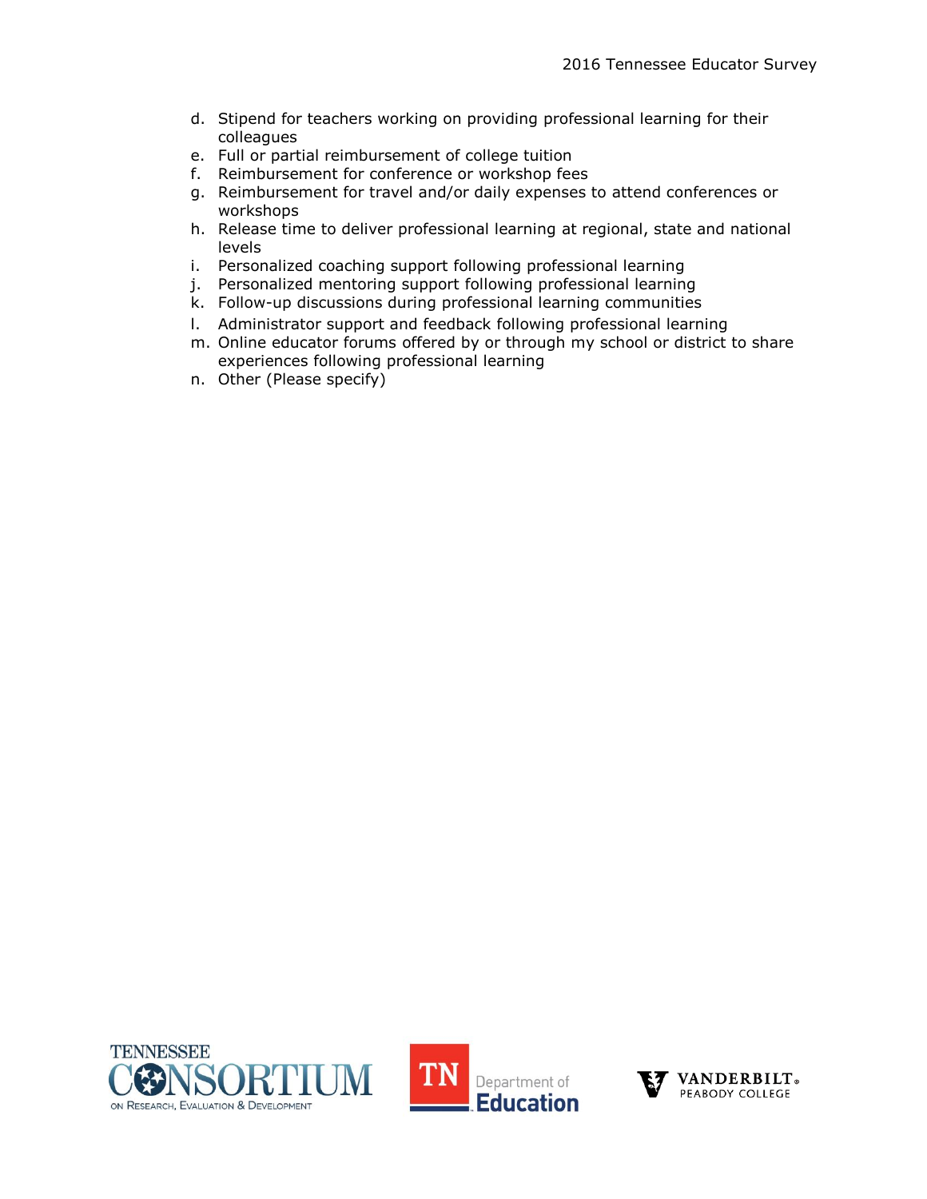d. Stipend for teachers working on providing professional learning for their colleagues
e. Full or partial reimbursement of college tuition
f. Reimbursement for conference or workshop fees
g. Reimbursement for travel and/or daily expenses to attend conferences or workshops
h. Release time to deliver professional learning at regional, state and national levels
i. Personalized coaching support following professional learning
j. Personalized mentoring support following professional learning
k. Follow-up discussions during professional learning communities
l. Administrator support and feedback following professional learning
m. Online educator forums offered by or through my school or district to share experiences following professional learning
n. Other (Please specify)